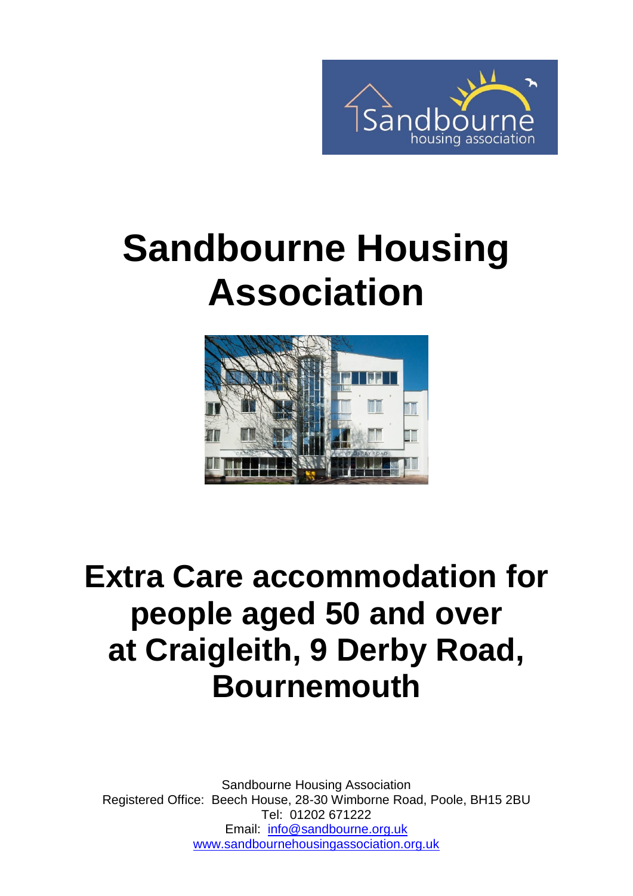# Sandbourne Housing Association

# Extra Care accommodation for people aged 50 and over at Craigleith, 9 Derby Road, Bournemouth

Sandbourne Housing Association
Registered Office: Beech House, 28-30 Wimborne Road, Poole, BH15 2BU
Tel: 01202 671222
Email: [info@sandbourne.org.uk](mailto:info@sandbourne.org.uk)
[www.sandbournehousingassociation.org.uk](http://www.sandbournehousingassociation.org.uk)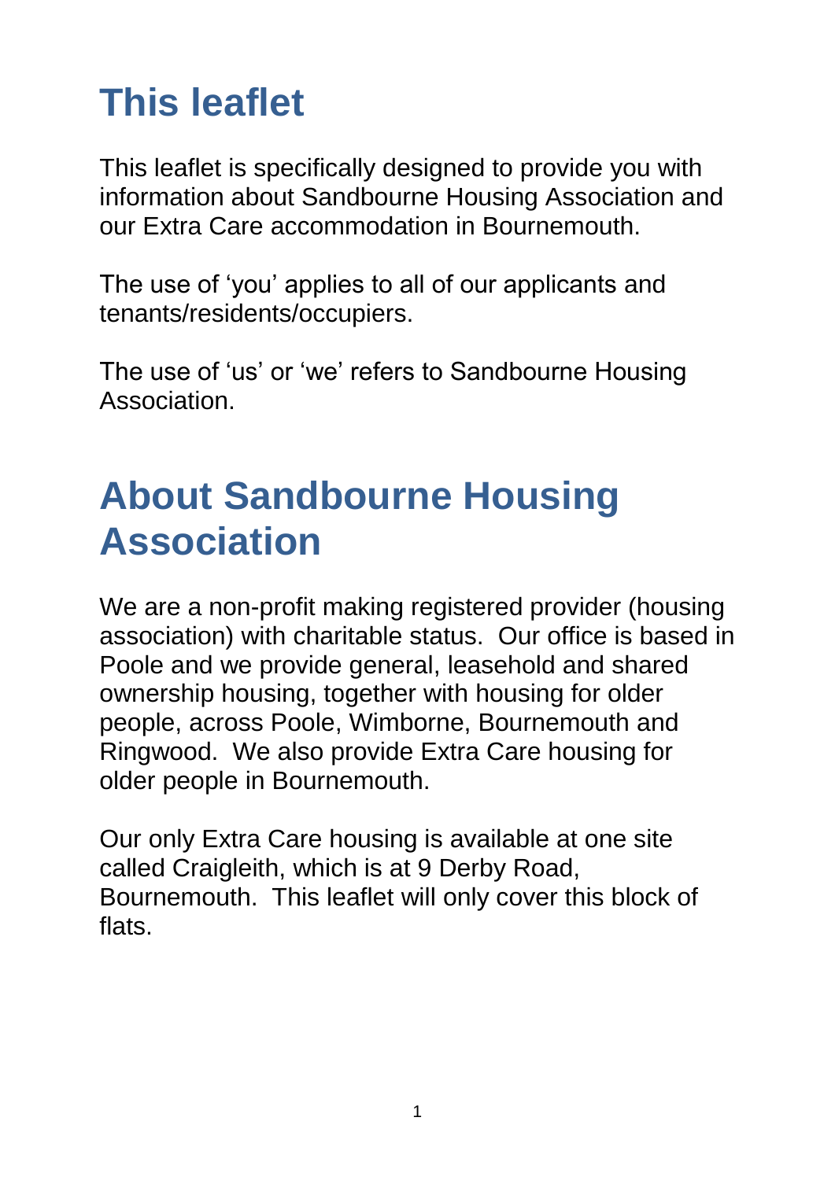# This leaflet

This leaflet is specifically designed to provide you with information about Sandbourne Housing Association and our Extra Care accommodation in Bournemouth.

The use of 'you' applies to all of our applicants and tenants/residents/occupiers.

The use of 'us' or 'we' refers to Sandbourne Housing Association.

# About Sandbourne Housing Association

We are a non-profit making registered provider (housing association) with charitable status. Our office is based in Poole and we provide general, leasehold and shared ownership housing, together with housing for older people, across Poole, Wimborne, Bournemouth and Ringwood. We also provide Extra Care housing for older people in Bournemouth.

Our only Extra Care housing is available at one site called Craigleith, which is at 9 Derby Road, Bournemouth. This leaflet will only cover this block of flats.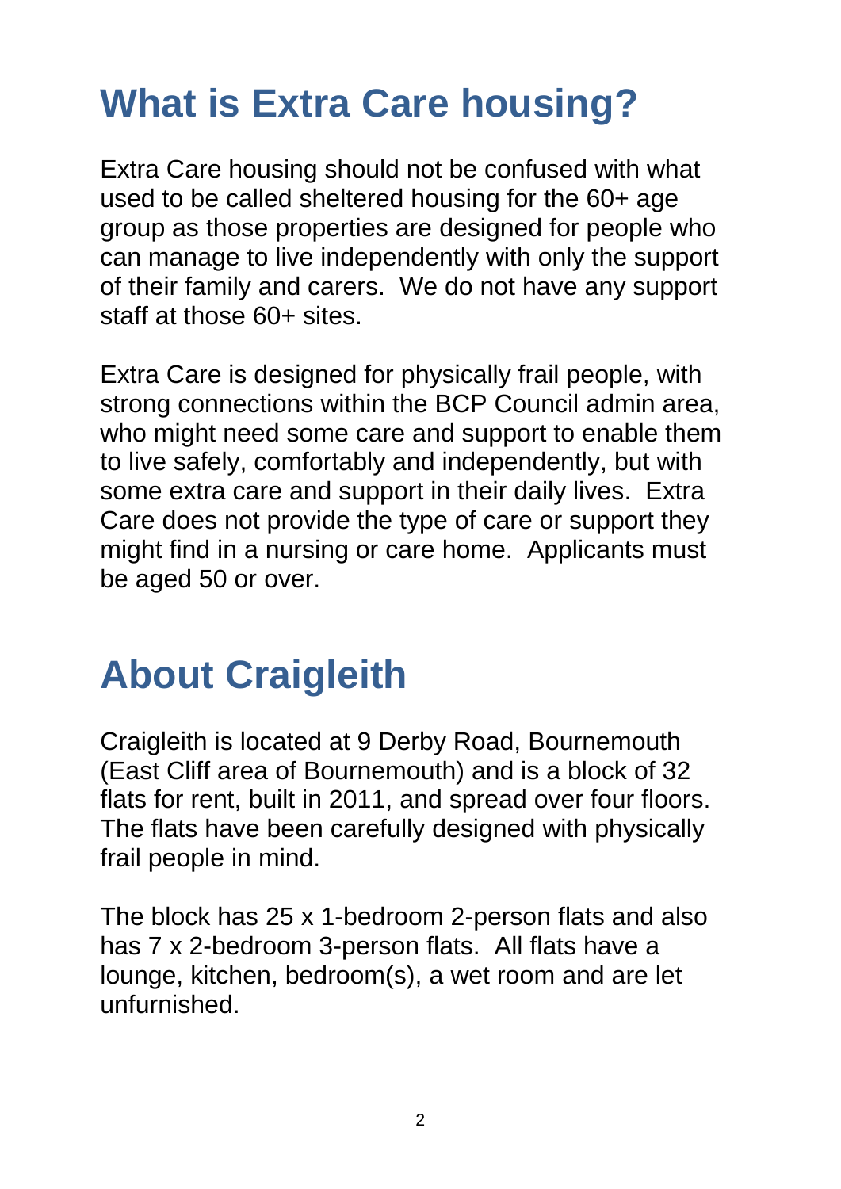# What is Extra Care housing?

Extra Care housing should not be confused with what used to be called sheltered housing for the 60+ age group as those properties are designed for people who can manage to live independently with only the support of their family and carers. We do not have any support staff at those 60+ sites.

Extra Care is designed for physically frail people, with strong connections within the BCP Council admin area, who might need some care and support to enable them to live safely, comfortably and independently, but with some extra care and support in their daily lives. Extra Care does not provide the type of care or support they might find in a nursing or care home. Applicants must be aged 50 or over.

# About Craigleith

Craigleith is located at 9 Derby Road, Bournemouth (East Cliff area of Bournemouth) and is a block of 32 flats for rent, built in 2011, and spread over four floors. The flats have been carefully designed with physically frail people in mind.

The block has 25 x 1-bedroom 2-person flats and also has 7 x 2-bedroom 3-person flats. All flats have a lounge, kitchen, bedroom(s), a wet room and are let unfurnished.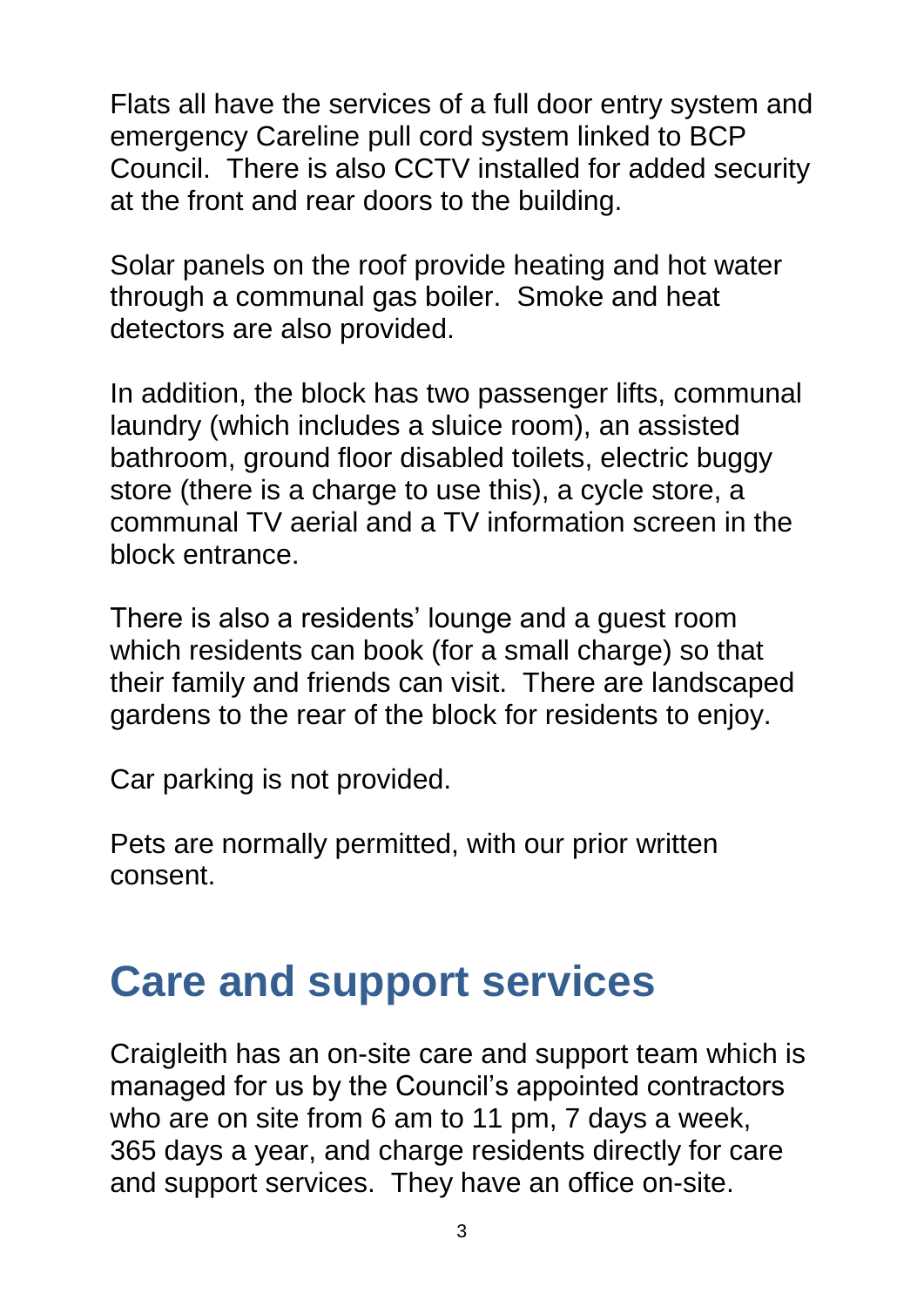Flats all have the services of a full door entry system and emergency Careline pull cord system linked to BCP Council. There is also CCTV installed for added security at the front and rear doors to the building.

Solar panels on the roof provide heating and hot water through a communal gas boiler. Smoke and heat detectors are also provided.

In addition, the block has two passenger lifts, communal laundry (which includes a sluice room), an assisted bathroom, ground floor disabled toilets, electric buggy store (there is a charge to use this), a cycle store, a communal TV aerial and a TV information screen in the block entrance.

There is also a residents' lounge and a guest room which residents can book (for a small charge) so that their family and friends can visit. There are landscaped gardens to the rear of the block for residents to enjoy.

Car parking is not provided.

Pets are normally permitted, with our prior written consent.

## Care and support services

Craigleith has an on-site care and support team which is managed for us by the Council's appointed contractors who are on site from 6 am to 11 pm, 7 days a week, 365 days a year, and charge residents directly for care and support services. They have an office on-site.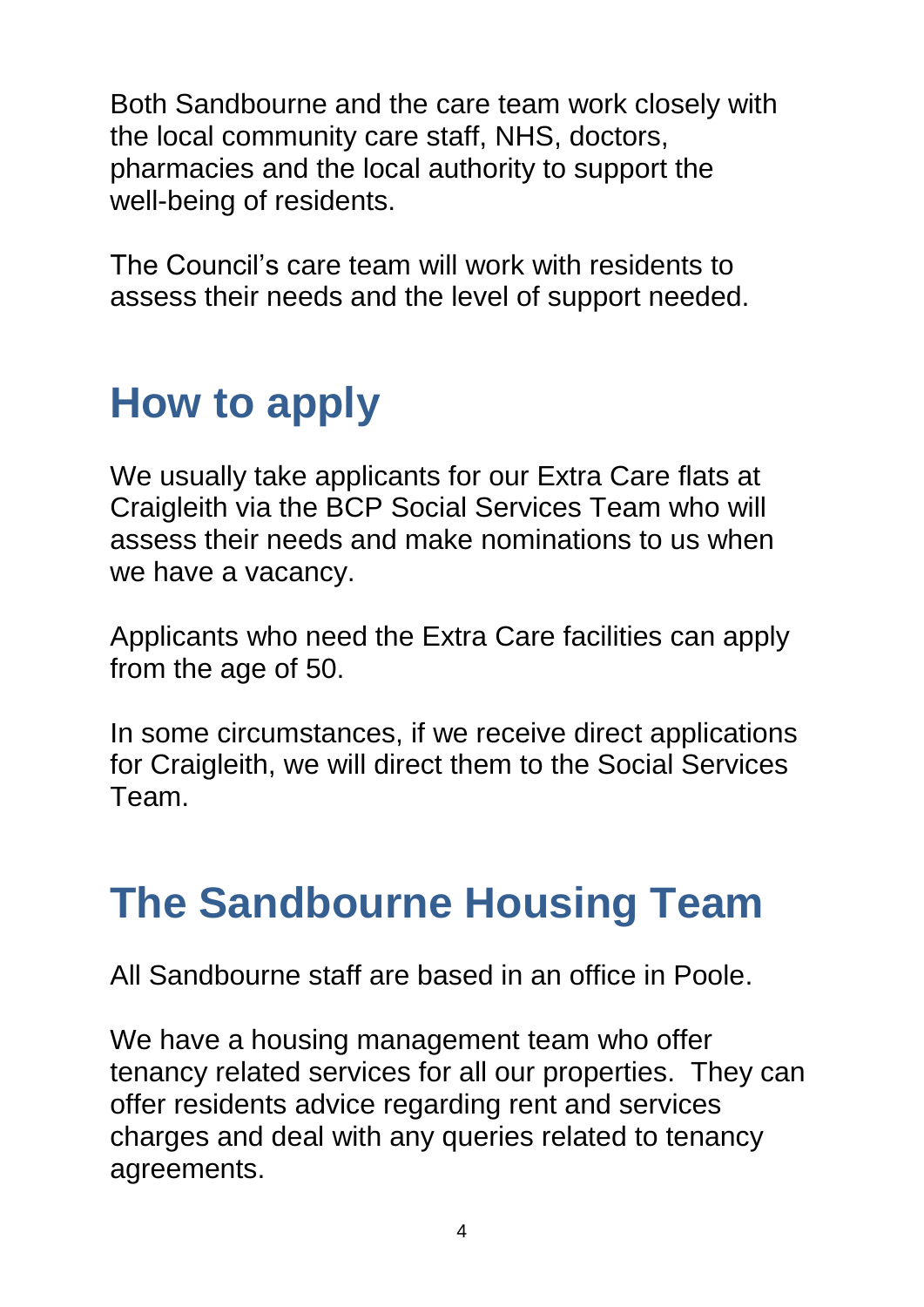Both Sandbourne and the care team work closely with the local community care staff, NHS, doctors, pharmacies and the local authority to support the well-being of residents.

The Council's care team will work with residents to assess their needs and the level of support needed.

# How to apply

We usually take applicants for our Extra Care flats at Craigleith via the BCP Social Services Team who will assess their needs and make nominations to us when we have a vacancy.

Applicants who need the Extra Care facilities can apply from the age of 50.

In some circumstances, if we receive direct applications for Craigleith, we will direct them to the Social Services Team.

# The Sandbourne Housing Team

All Sandbourne staff are based in an office in Poole.

We have a housing management team who offer tenancy related services for all our properties. They can offer residents advice regarding rent and services charges and deal with any queries related to tenancy agreements.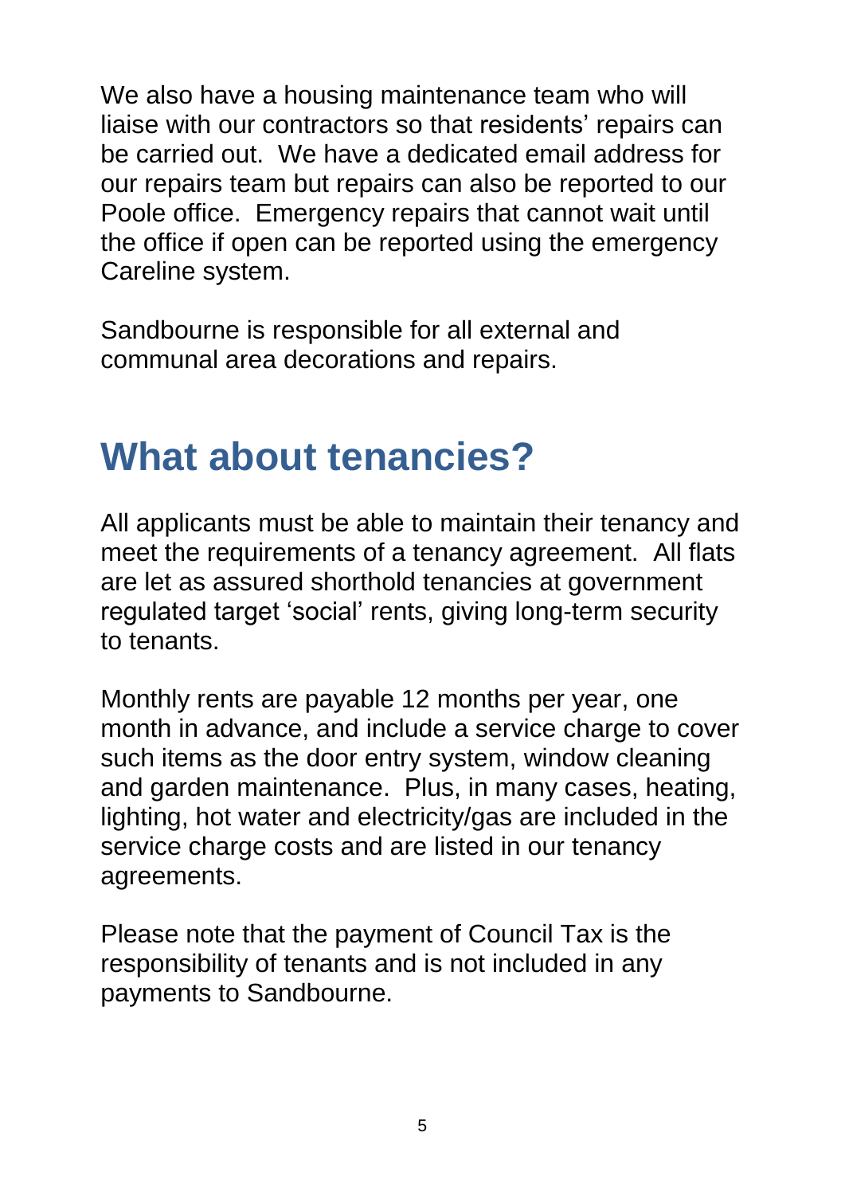We also have a housing maintenance team who will liaise with our contractors so that residents' repairs can be carried out.  We have a dedicated email address for our repairs team but repairs can also be reported to our Poole office.  Emergency repairs that cannot wait until the office if open can be reported using the emergency Careline system.

Sandbourne is responsible for all external and communal area decorations and repairs.

## What about tenancies?

All applicants must be able to maintain their tenancy and meet the requirements of a tenancy agreement.  All flats are let as assured shorthold tenancies at government regulated target 'social' rents, giving long-term security to tenants.

Monthly rents are payable 12 months per year, one month in advance, and include a service charge to cover such items as the door entry system, window cleaning and garden maintenance.  Plus, in many cases, heating, lighting, hot water and electricity/gas are included in the service charge costs and are listed in our tenancy agreements.

Please note that the payment of Council Tax is the responsibility of tenants and is not included in any payments to Sandbourne.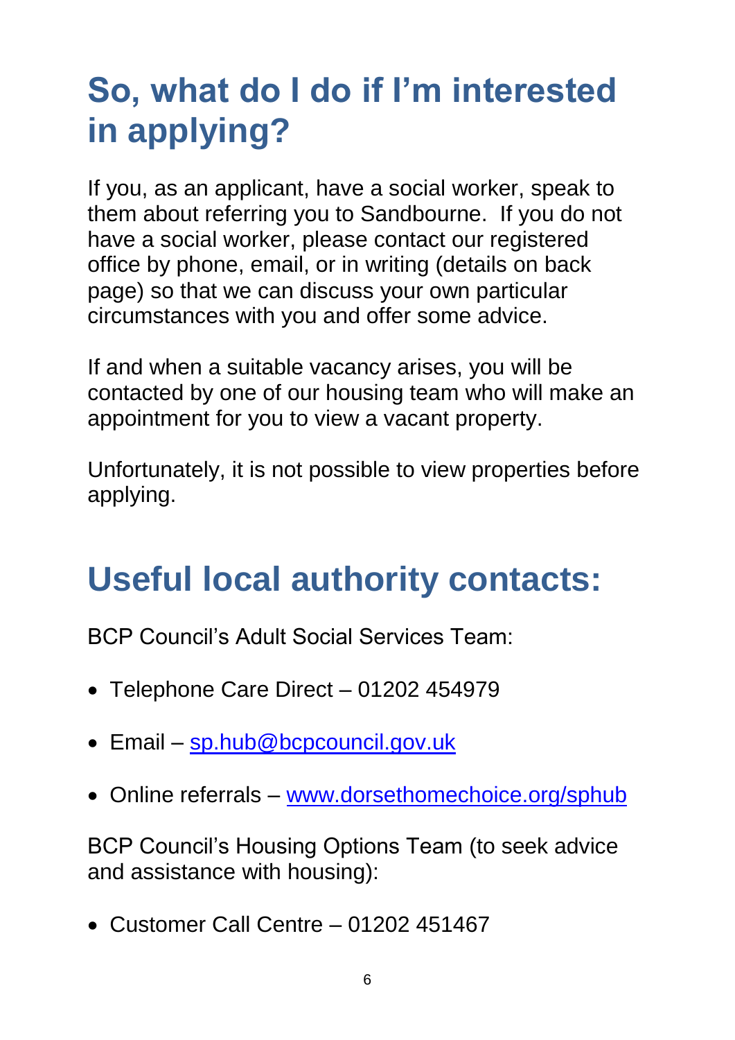## So, what do I do if I'm interested in applying?

If you, as an applicant, have a social worker, speak to them about referring you to Sandbourne. If you do not have a social worker, please contact our registered office by phone, email, or in writing (details on back page) so that we can discuss your own particular circumstances with you and offer some advice.

If and when a suitable vacancy arises, you will be contacted by one of our housing team who will make an appointment for you to view a vacant property.

Unfortunately, it is not possible to view properties before applying.

## Useful local authority contacts:

BCP Council's Adult Social Services Team:

- Telephone Care Direct – 01202 454979
- Email – sp.hub@bcpcouncil.gov.uk
- Online referrals – www.dorsethomechoice.org/sphub

BCP Council's Housing Options Team (to seek advice and assistance with housing):

- Customer Call Centre – 01202 451467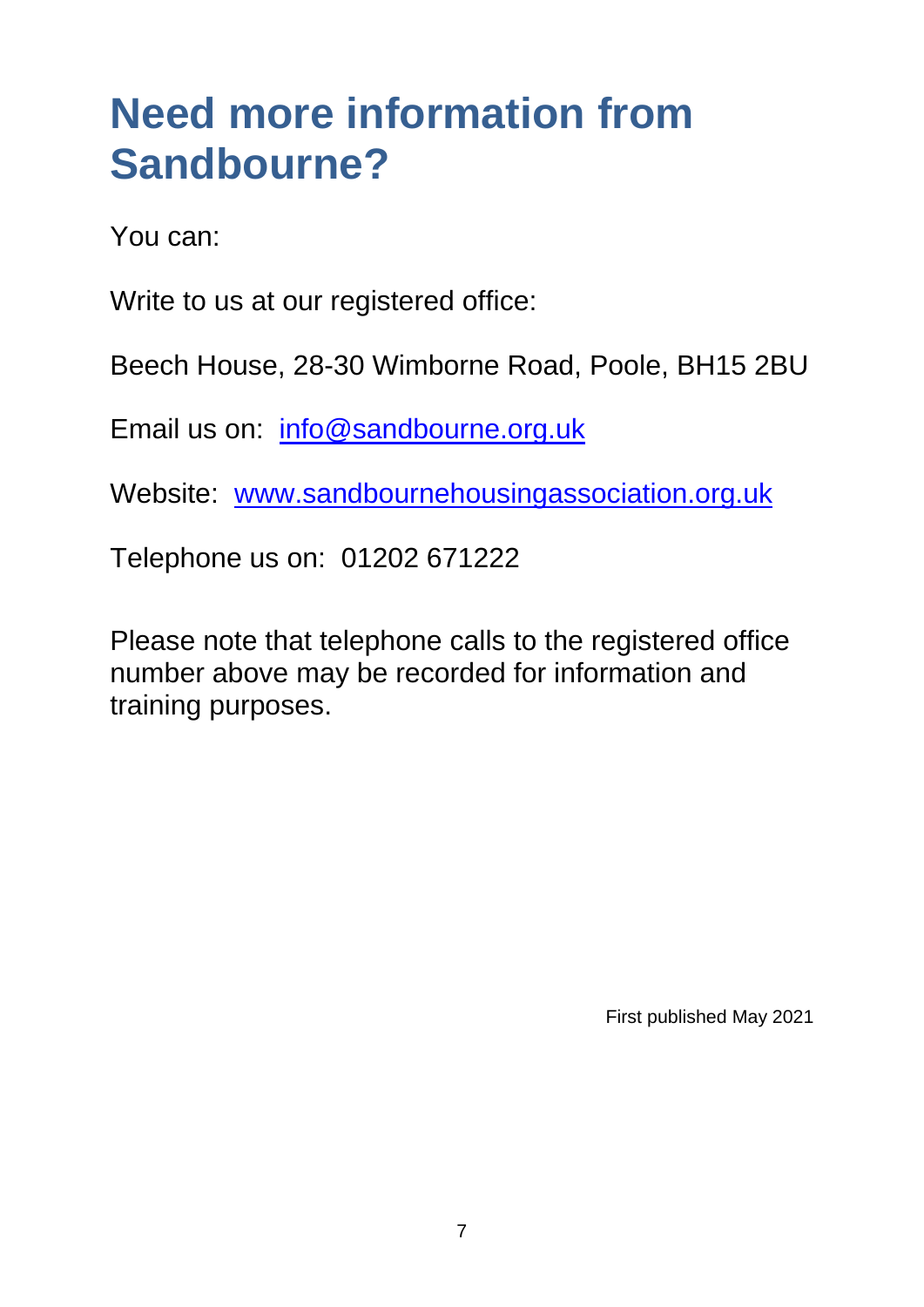# Need more information from Sandbourne?

You can:

Write to us at our registered office:

Beech House, 28-30 Wimborne Road, Poole, BH15 2BU

Email us on: info@sandbourne.org.uk

Website: www.sandbournehousingassociation.org.uk

Telephone us on: 01202 671222

Please note that telephone calls to the registered office number above may be recorded for information and training purposes.

First published May 2021